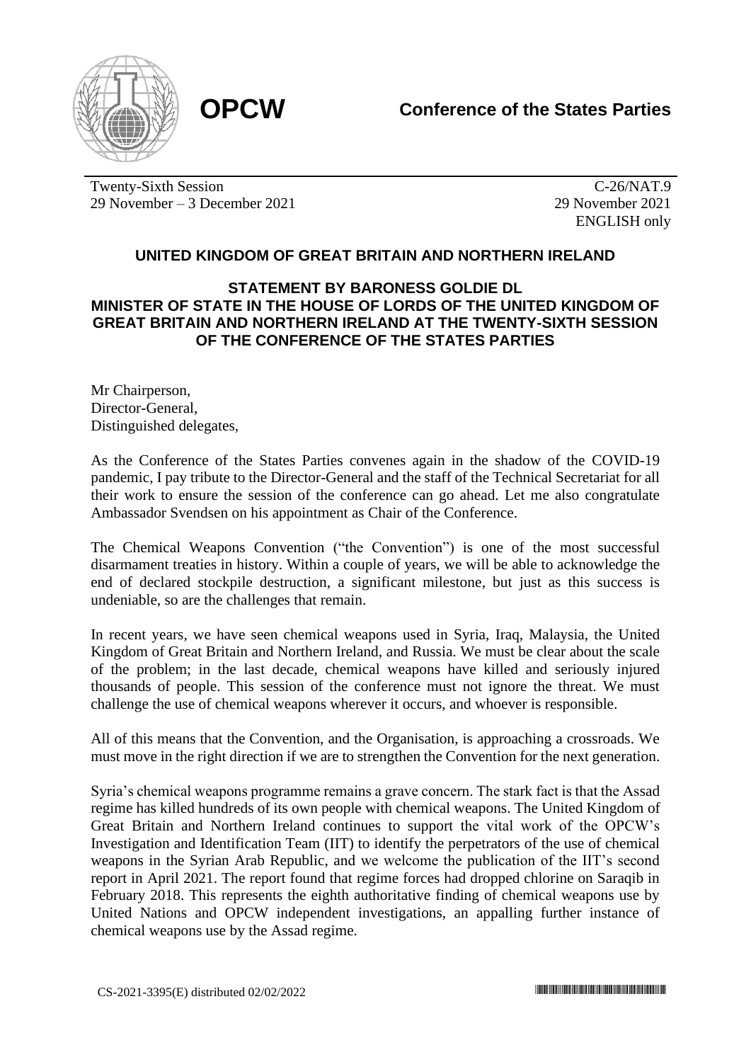**OPCW** **Conference of the States Parties**

Twenty-Sixth Session
29 November – 3 December 2021

C-26/NAT.9
29 November 2021
ENGLISH only

## UNITED KINGDOM OF GREAT BRITAIN AND NORTHERN IRELAND

### STATEMENT BY BARONESS GOLDIE DL MINISTER OF STATE IN THE HOUSE OF LORDS OF THE UNITED KINGDOM OF GREAT BRITAIN AND NORTHERN IRELAND AT THE TWENTY-SIXTH SESSION OF THE CONFERENCE OF THE STATES PARTIES

Mr Chairperson,
Director-General,
Distinguished delegates,

As the Conference of the States Parties convenes again in the shadow of the COVID-19 pandemic, I pay tribute to the Director-General and the staff of the Technical Secretariat for all their work to ensure the session of the conference can go ahead. Let me also congratulate Ambassador Svendsen on his appointment as Chair of the Conference.

The Chemical Weapons Convention ("the Convention") is one of the most successful disarmament treaties in history. Within a couple of years, we will be able to acknowledge the end of declared stockpile destruction, a significant milestone, but just as this success is undeniable, so are the challenges that remain.

In recent years, we have seen chemical weapons used in Syria, Iraq, Malaysia, the United Kingdom of Great Britain and Northern Ireland, and Russia. We must be clear about the scale of the problem; in the last decade, chemical weapons have killed and seriously injured thousands of people. This session of the conference must not ignore the threat. We must challenge the use of chemical weapons wherever it occurs, and whoever is responsible.

All of this means that the Convention, and the Organisation, is approaching a crossroads. We must move in the right direction if we are to strengthen the Convention for the next generation.

Syria's chemical weapons programme remains a grave concern. The stark fact is that the Assad regime has killed hundreds of its own people with chemical weapons. The United Kingdom of Great Britain and Northern Ireland continues to support the vital work of the OPCW's Investigation and Identification Team (IIT) to identify the perpetrators of the use of chemical weapons in the Syrian Arab Republic, and we welcome the publication of the IIT's second report in April 2021. The report found that regime forces had dropped chlorine on Saraqib in February 2018. This represents the eighth authoritative finding of chemical weapons use by United Nations and OPCW independent investigations, an appalling further instance of chemical weapons use by the Assad regime.

CS-2021-3395(E) distributed 02/02/2022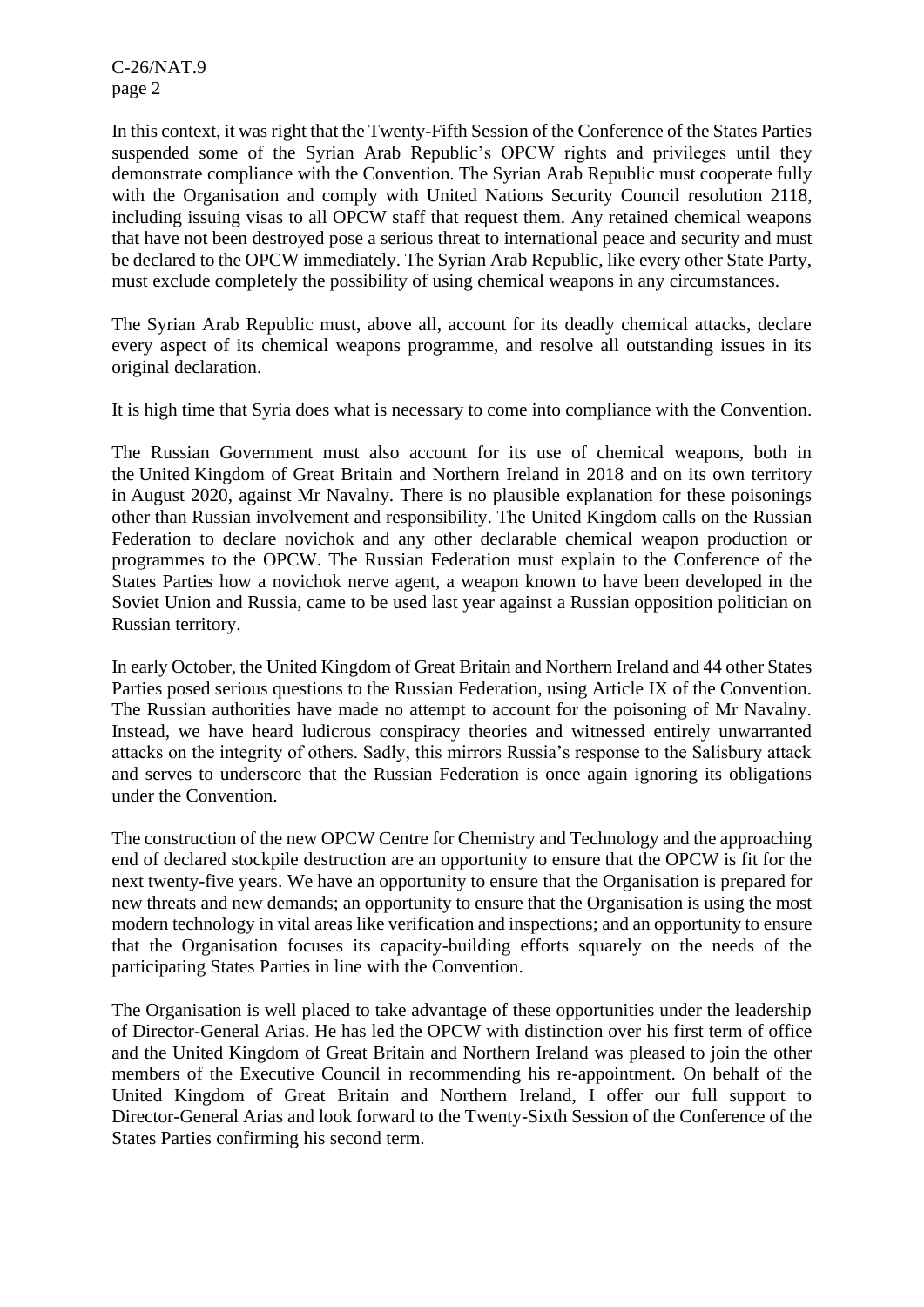In this context, it was right that the Twenty-Fifth Session of the Conference of the States Parties suspended some of the Syrian Arab Republic's OPCW rights and privileges until they demonstrate compliance with the Convention. The Syrian Arab Republic must cooperate fully with the Organisation and comply with United Nations Security Council resolution 2118, including issuing visas to all OPCW staff that request them. Any retained chemical weapons that have not been destroyed pose a serious threat to international peace and security and must be declared to the OPCW immediately. The Syrian Arab Republic, like every other State Party, must exclude completely the possibility of using chemical weapons in any circumstances.

The Syrian Arab Republic must, above all, account for its deadly chemical attacks, declare every aspect of its chemical weapons programme, and resolve all outstanding issues in its original declaration.

It is high time that Syria does what is necessary to come into compliance with the Convention.

The Russian Government must also account for its use of chemical weapons, both in the United Kingdom of Great Britain and Northern Ireland in 2018 and on its own territory in August 2020, against Mr Navalny. There is no plausible explanation for these poisonings other than Russian involvement and responsibility. The United Kingdom calls on the Russian Federation to declare novichok and any other declarable chemical weapon production or programmes to the OPCW. The Russian Federation must explain to the Conference of the States Parties how a novichok nerve agent, a weapon known to have been developed in the Soviet Union and Russia, came to be used last year against a Russian opposition politician on Russian territory.

In early October, the United Kingdom of Great Britain and Northern Ireland and 44 other States Parties posed serious questions to the Russian Federation, using Article IX of the Convention. The Russian authorities have made no attempt to account for the poisoning of Mr Navalny. Instead, we have heard ludicrous conspiracy theories and witnessed entirely unwarranted attacks on the integrity of others. Sadly, this mirrors Russia's response to the Salisbury attack and serves to underscore that the Russian Federation is once again ignoring its obligations under the Convention.

The construction of the new OPCW Centre for Chemistry and Technology and the approaching end of declared stockpile destruction are an opportunity to ensure that the OPCW is fit for the next twenty-five years. We have an opportunity to ensure that the Organisation is prepared for new threats and new demands; an opportunity to ensure that the Organisation is using the most modern technology in vital areas like verification and inspections; and an opportunity to ensure that the Organisation focuses its capacity-building efforts squarely on the needs of the participating States Parties in line with the Convention.

The Organisation is well placed to take advantage of these opportunities under the leadership of Director-General Arias. He has led the OPCW with distinction over his first term of office and the United Kingdom of Great Britain and Northern Ireland was pleased to join the other members of the Executive Council in recommending his re-appointment. On behalf of the United Kingdom of Great Britain and Northern Ireland, I offer our full support to Director-General Arias and look forward to the Twenty-Sixth Session of the Conference of the States Parties confirming his second term.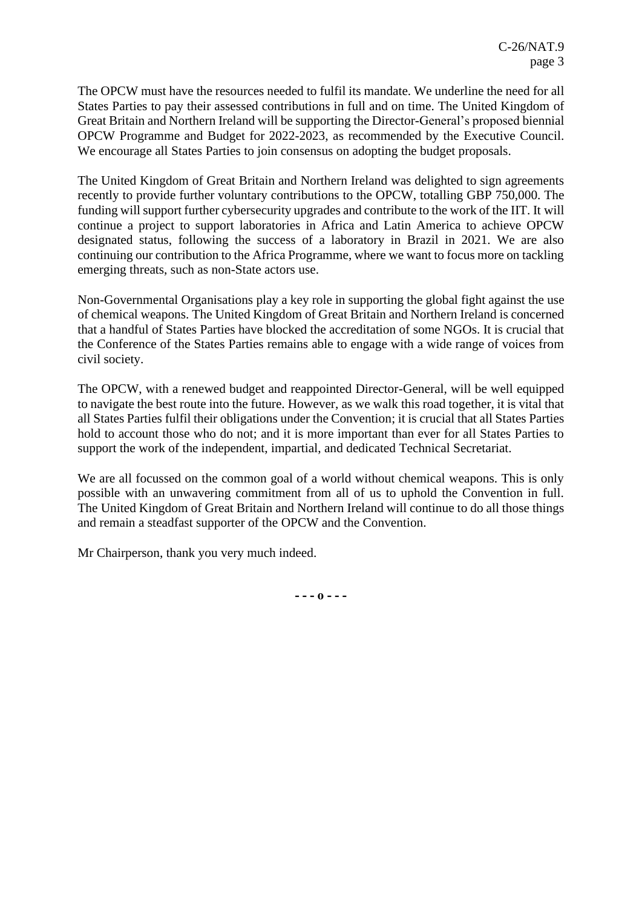The OPCW must have the resources needed to fulfil its mandate. We underline the need for all States Parties to pay their assessed contributions in full and on time. The United Kingdom of Great Britain and Northern Ireland will be supporting the Director-General's proposed biennial OPCW Programme and Budget for 2022-2023, as recommended by the Executive Council. We encourage all States Parties to join consensus on adopting the budget proposals.

The United Kingdom of Great Britain and Northern Ireland was delighted to sign agreements recently to provide further voluntary contributions to the OPCW, totalling GBP 750,000. The funding will support further cybersecurity upgrades and contribute to the work of the IIT. It will continue a project to support laboratories in Africa and Latin America to achieve OPCW designated status, following the success of a laboratory in Brazil in 2021. We are also continuing our contribution to the Africa Programme, where we want to focus more on tackling emerging threats, such as non-State actors use.

Non-Governmental Organisations play a key role in supporting the global fight against the use of chemical weapons. The United Kingdom of Great Britain and Northern Ireland is concerned that a handful of States Parties have blocked the accreditation of some NGOs. It is crucial that the Conference of the States Parties remains able to engage with a wide range of voices from civil society.

The OPCW, with a renewed budget and reappointed Director-General, will be well equipped to navigate the best route into the future. However, as we walk this road together, it is vital that all States Parties fulfil their obligations under the Convention; it is crucial that all States Parties hold to account those who do not; and it is more important than ever for all States Parties to support the work of the independent, impartial, and dedicated Technical Secretariat.

We are all focussed on the common goal of a world without chemical weapons. This is only possible with an unwavering commitment from all of us to uphold the Convention in full. The United Kingdom of Great Britain and Northern Ireland will continue to do all those things and remain a steadfast supporter of the OPCW and the Convention.

Mr Chairperson, thank you very much indeed.

**- - - o - - -**